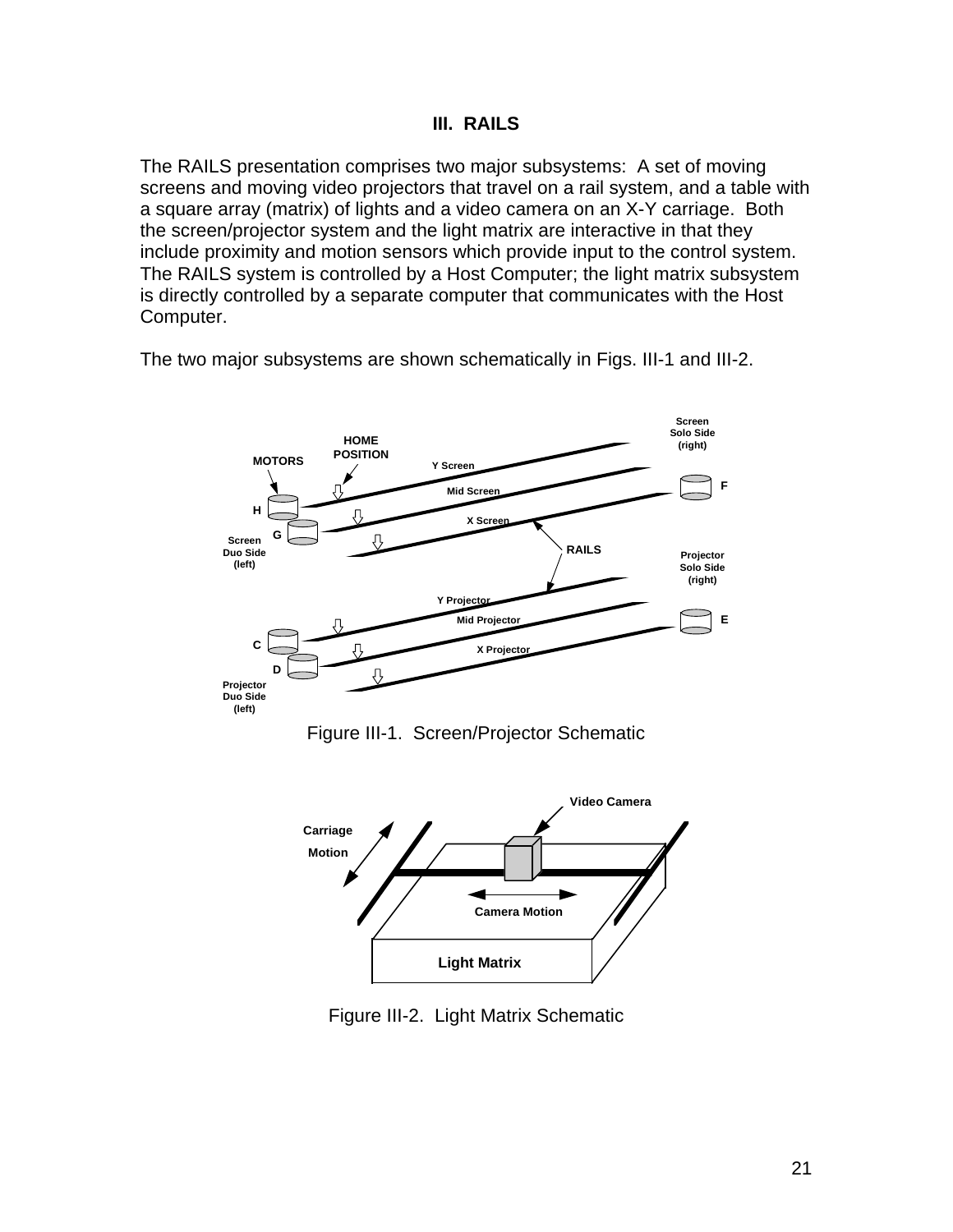# III. RAILS

The RAILS presentation comprises two major subsystems: A set of moving screens and moving video projectors that travel on a rail system, and a table with a square array (matrix) of lights and a video camera on an X-Y carriage. Both the screen/projector system and the light matrix are interactive in that they include proximity and motion sensors which provide input to the control system. The RAILS system is controlled by a Host Computer; the light matrix subsystem is directly controlled by a separate computer that communicates with the Host Computer.

The two major subsystems are shown schematically in Figs. III-1 and III-2.

Figure III-1. Screen/Projector Schematic

Figure III-2. Light Matrix Schematic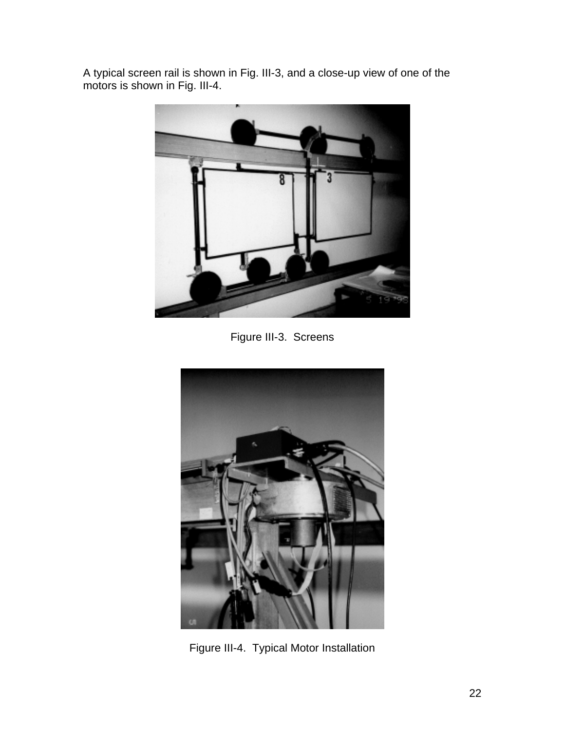A typical screen rail is shown in Fig. III-3, and a close-up view of one of the motors is shown in Fig. III-4.

Figure III-3. Screens

Figure III-4. Typical Motor Installation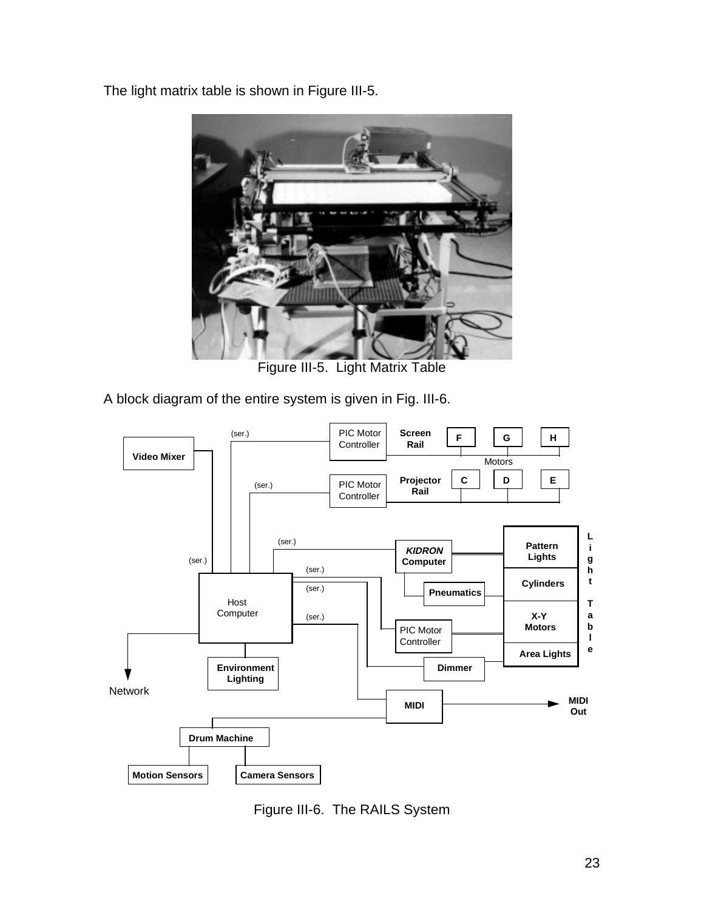The light matrix table is shown in Figure III-5.

Figure III-5.  Light Matrix Table

A block diagram of the entire system is given in Fig. III-6.

Figure III-6.  The RAILS System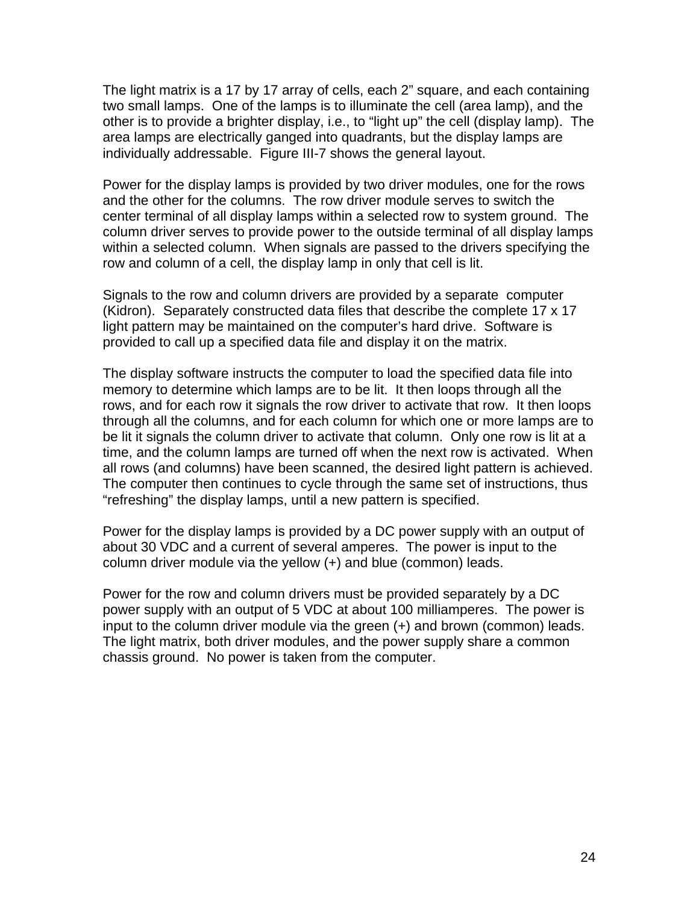The light matrix is a 17 by 17 array of cells, each 2” square, and each containing two small lamps. One of the lamps is to illuminate the cell (area lamp), and the other is to provide a brighter display, i.e., to “light up” the cell (display lamp). The area lamps are electrically ganged into quadrants, but the display lamps are individually addressable. Figure III-7 shows the general layout.

Power for the display lamps is provided by two driver modules, one for the rows and the other for the columns. The row driver module serves to switch the center terminal of all display lamps within a selected row to system ground. The column driver serves to provide power to the outside terminal of all display lamps within a selected column. When signals are passed to the drivers specifying the row and column of a cell, the display lamp in only that cell is lit.

Signals to the row and column drivers are provided by a separate computer (Kidron). Separately constructed data files that describe the complete 17 x 17 light pattern may be maintained on the computer’s hard drive. Software is provided to call up a specified data file and display it on the matrix.

The display software instructs the computer to load the specified data file into memory to determine which lamps are to be lit. It then loops through all the rows, and for each row it signals the row driver to activate that row. It then loops through all the columns, and for each column for which one or more lamps are to be lit it signals the column driver to activate that column. Only one row is lit at a time, and the column lamps are turned off when the next row is activated. When all rows (and columns) have been scanned, the desired light pattern is achieved. The computer then continues to cycle through the same set of instructions, thus “refreshing” the display lamps, until a new pattern is specified.

Power for the display lamps is provided by a DC power supply with an output of about 30 VDC and a current of several amperes. The power is input to the column driver module via the yellow (+) and blue (common) leads.

Power for the row and column drivers must be provided separately by a DC power supply with an output of 5 VDC at about 100 milliamperes. The power is input to the column driver module via the green (+) and brown (common) leads. The light matrix, both driver modules, and the power supply share a common chassis ground. No power is taken from the computer.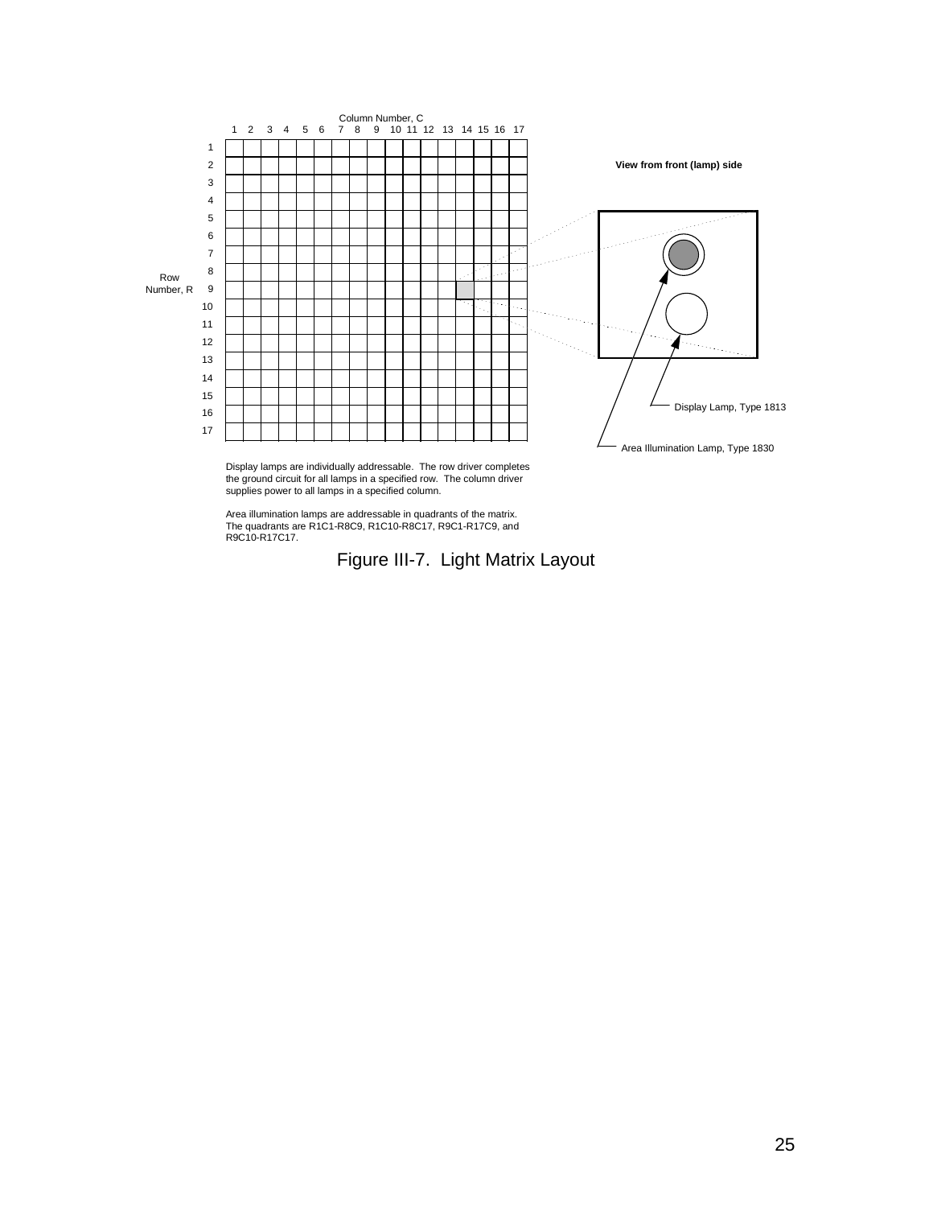Column Number, C

1 2 3 4 5 6 7 8 9 10 11 12 13 14 15 16 17

Row Number, R

1 2 3 4 5 6 7 8 9 10 11 12 13 14 15 16 17

View from front (lamp) side

Display Lamp, Type 1813

Area Illumination Lamp, Type 1830

Display lamps are individually addressable. The row driver completes the ground circuit for all lamps in a specified row. The column driver supplies power to all lamps in a specified column.

Area illumination lamps are addressable in quadrants of the matrix. The quadrants are R1C1-R8C9, R1C10-R8C17, R9C1-R17C9, and R9C10-R17C17.

Figure III-7. Light Matrix Layout